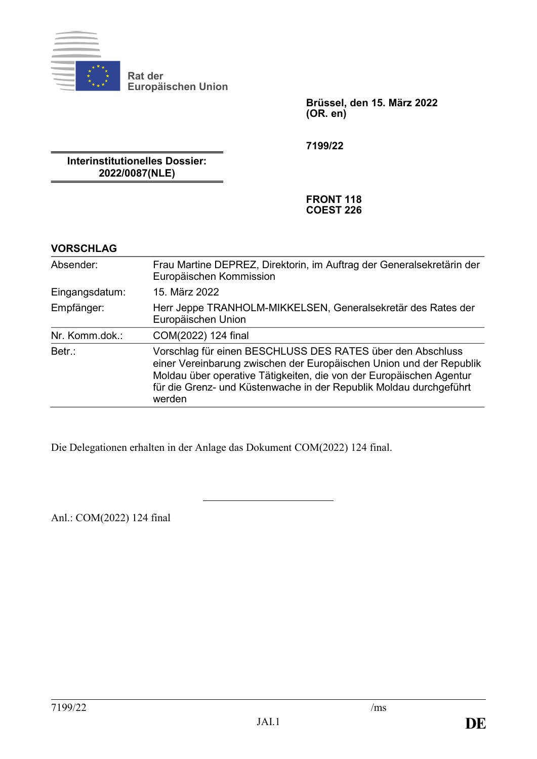Rat der Europäischen Union

**Brüssel, den 15. März 2022 (OR. en)**

**7199/22**

**Interinstitutionelles Dossier: 2022/0087(NLE)**

**FRONT 118**
**COEST 226**

**VORSCHLAG**

| | |
|---|---|
| Absender: | Frau Martine DEPREZ, Direktorin, im Auftrag der Generalsekretärin der Europäischen Kommission |
| Eingangsdatum: | 15. März 2022 |
| Empfänger: | Herr Jeppe TRANHOLM-MIKKELSEN, Generalsekretär des Rates der Europäischen Union |
| Nr. Komm.dok.: | COM(2022) 124 final |
| Betr.: | Vorschlag für einen BESCHLUSS DES RATES über den Abschluss einer Vereinbarung zwischen der Europäischen Union und der Republik Moldau über operative Tätigkeiten, die von der Europäischen Agentur für die Grenz- und Küstenwache in der Republik Moldau durchgeführt werden |

Die Delegationen erhalten in der Anlage das Dokument COM(2022) 124 final.

---

Anl.: COM(2022) 124 final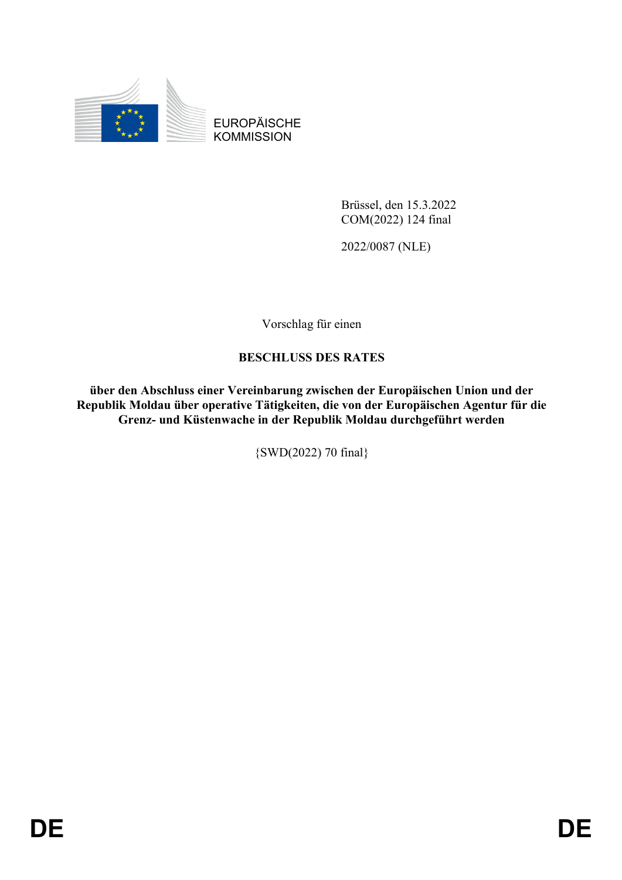EUROPÄISCHE KOMMISSION

Brüssel, den 15.3.2022
COM(2022) 124 final

2022/0087 (NLE)

Vorschlag für einen

**BESCHLUSS DES RATES**

**über den Abschluss einer Vereinbarung zwischen der Europäischen Union und der Republik Moldau über operative Tätigkeiten, die von der Europäischen Agentur für die Grenz- und Küstenwache in der Republik Moldau durchgeführt werden**

{SWD(2022) 70 final}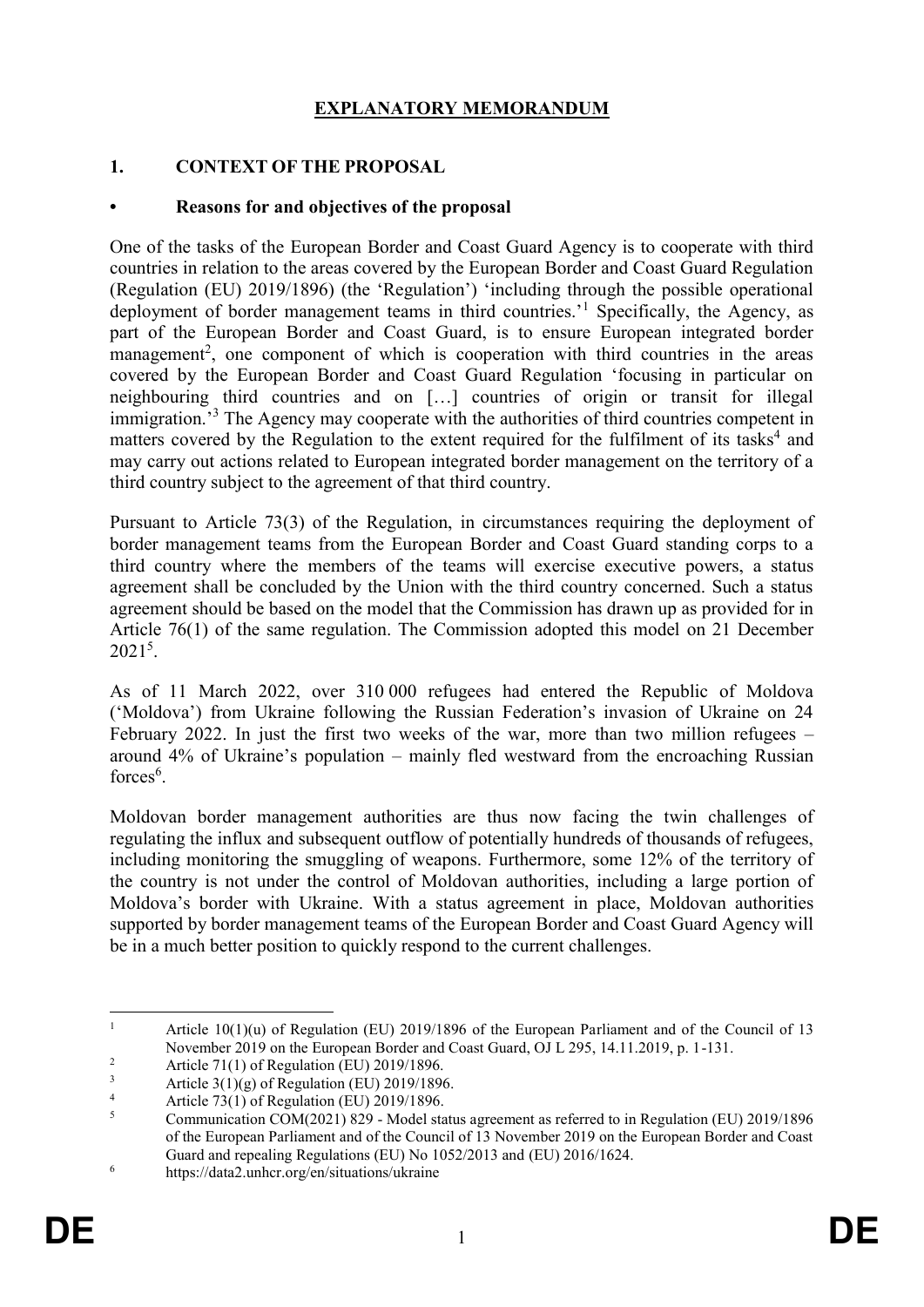# EXPLANATORY MEMORANDUM

## 1. CONTEXT OF THE PROPOSAL

### • Reasons for and objectives of the proposal

One of the tasks of the European Border and Coast Guard Agency is to cooperate with third countries in relation to the areas covered by the European Border and Coast Guard Regulation (Regulation (EU) 2019/1896) (the 'Regulation') 'including through the possible operational deployment of border management teams in third countries.'[1] Specifically, the Agency, as part of the European Border and Coast Guard, is to ensure European integrated border management[2], one component of which is cooperation with third countries in the areas covered by the European Border and Coast Guard Regulation 'focusing in particular on neighbouring third countries and on […] countries of origin or transit for illegal immigration.'[3] The Agency may cooperate with the authorities of third countries competent in matters covered by the Regulation to the extent required for the fulfilment of its tasks[4] and may carry out actions related to European integrated border management on the territory of a third country subject to the agreement of that third country.

Pursuant to Article 73(3) of the Regulation, in circumstances requiring the deployment of border management teams from the European Border and Coast Guard standing corps to a third country where the members of the teams will exercise executive powers, a status agreement shall be concluded by the Union with the third country concerned. Such a status agreement should be based on the model that the Commission has drawn up as provided for in Article 76(1) of the same regulation. The Commission adopted this model on 21 December 2021[5].

As of 11 March 2022, over 310 000 refugees had entered the Republic of Moldova ('Moldova') from Ukraine following the Russian Federation's invasion of Ukraine on 24 February 2022. In just the first two weeks of the war, more than two million refugees – around 4% of Ukraine's population – mainly fled westward from the encroaching Russian forces[6].

Moldovan border management authorities are thus now facing the twin challenges of regulating the influx and subsequent outflow of potentially hundreds of thousands of refugees, including monitoring the smuggling of weapons. Furthermore, some 12% of the territory of the country is not under the control of Moldovan authorities, including a large portion of Moldova's border with Ukraine. With a status agreement in place, Moldovan authorities supported by border management teams of the European Border and Coast Guard Agency will be in a much better position to quickly respond to the current challenges.

---

[1] Article 10(1)(u) of Regulation (EU) 2019/1896 of the European Parliament and of the Council of 13 November 2019 on the European Border and Coast Guard, OJ L 295, 14.11.2019, p. 1-131.

[2] Article 71(1) of Regulation (EU) 2019/1896.

[3] Article 3(1)(g) of Regulation (EU) 2019/1896.

[4] Article 73(1) of Regulation (EU) 2019/1896.

[5] Communication COM(2021) 829 - Model status agreement as referred to in Regulation (EU) 2019/1896 of the European Parliament and of the Council of 13 November 2019 on the European Border and Coast Guard and repealing Regulations (EU) No 1052/2013 and (EU) 2016/1624.

[6] https://data2.unhcr.org/en/situations/ukraine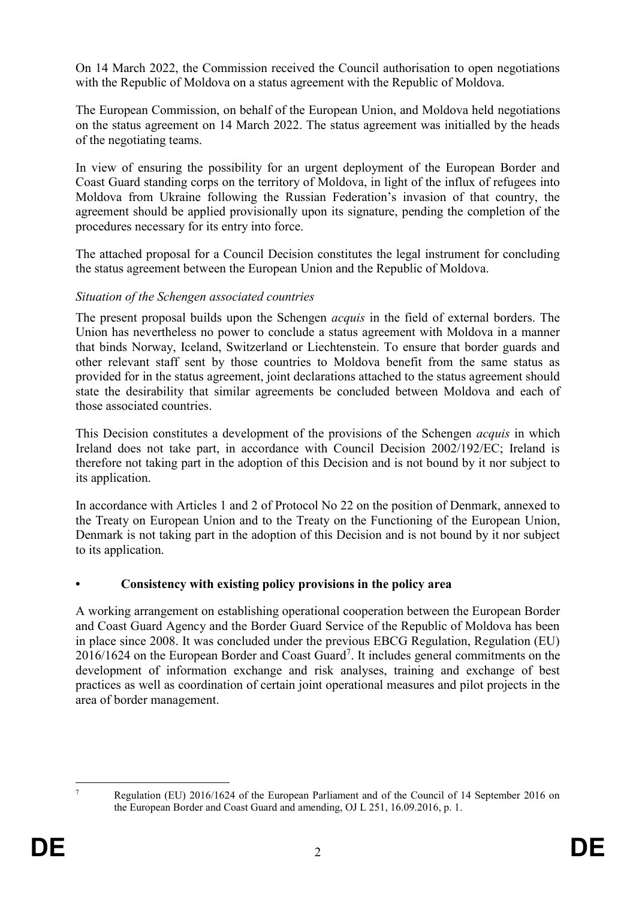On 14 March 2022, the Commission received the Council authorisation to open negotiations with the Republic of Moldova on a status agreement with the Republic of Moldova.

The European Commission, on behalf of the European Union, and Moldova held negotiations on the status agreement on 14 March 2022. The status agreement was initialled by the heads of the negotiating teams.

In view of ensuring the possibility for an urgent deployment of the European Border and Coast Guard standing corps on the territory of Moldova, in light of the influx of refugees into Moldova from Ukraine following the Russian Federation's invasion of that country, the agreement should be applied provisionally upon its signature, pending the completion of the procedures necessary for its entry into force.

The attached proposal for a Council Decision constitutes the legal instrument for concluding the status agreement between the European Union and the Republic of Moldova.

*Situation of the Schengen associated countries*

The present proposal builds upon the Schengen *acquis* in the field of external borders. The Union has nevertheless no power to conclude a status agreement with Moldova in a manner that binds Norway, Iceland, Switzerland or Liechtenstein. To ensure that border guards and other relevant staff sent by those countries to Moldova benefit from the same status as provided for in the status agreement, joint declarations attached to the status agreement should state the desirability that similar agreements be concluded between Moldova and each of those associated countries.

This Decision constitutes a development of the provisions of the Schengen *acquis* in which Ireland does not take part, in accordance with Council Decision 2002/192/EC; Ireland is therefore not taking part in the adoption of this Decision and is not bound by it nor subject to its application.

In accordance with Articles 1 and 2 of Protocol No 22 on the position of Denmark, annexed to the Treaty on European Union and to the Treaty on the Functioning of the European Union, Denmark is not taking part in the adoption of this Decision and is not bound by it nor subject to its application.

- **Consistency with existing policy provisions in the policy area**

A working arrangement on establishing operational cooperation between the European Border and Coast Guard Agency and the Border Guard Service of the Republic of Moldova has been in place since 2008. It was concluded under the previous EBCG Regulation, Regulation (EU) 2016/1624 on the European Border and Coast Guard[7]. It includes general commitments on the development of information exchange and risk analyses, training and exchange of best practices as well as coordination of certain joint operational measures and pilot projects in the area of border management.

---

[7] Regulation (EU) 2016/1624 of the European Parliament and of the Council of 14 September 2016 on the European Border and Coast Guard and amending, OJ L 251, 16.09.2016, p. 1.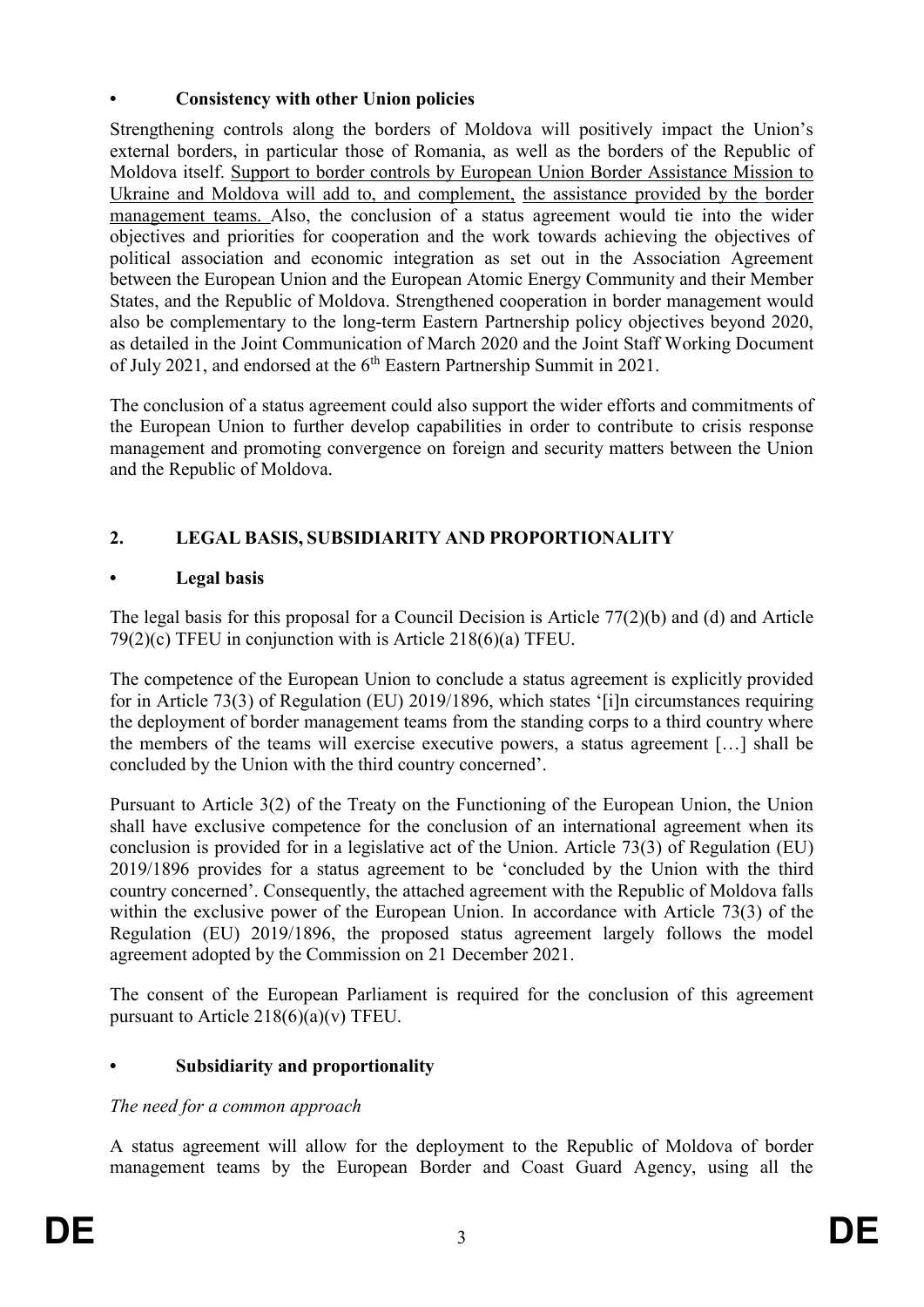- **Consistency with other Union policies**

Strengthening controls along the borders of Moldova will positively impact the Union's external borders, in particular those of Romania, as well as the borders of the Republic of Moldova itself. Support to border controls by European Union Border Assistance Mission to Ukraine and Moldova will add to, and complement, the assistance provided by the border management teams. Also, the conclusion of a status agreement would tie into the wider objectives and priorities for cooperation and the work towards achieving the objectives of political association and economic integration as set out in the Association Agreement between the European Union and the European Atomic Energy Community and their Member States, and the Republic of Moldova. Strengthened cooperation in border management would also be complementary to the long-term Eastern Partnership policy objectives beyond 2020, as detailed in the Joint Communication of March 2020 and the Joint Staff Working Document of July 2021, and endorsed at the 6th Eastern Partnership Summit in 2021.

The conclusion of a status agreement could also support the wider efforts and commitments of the European Union to further develop capabilities in order to contribute to crisis response management and promoting convergence on foreign and security matters between the Union and the Republic of Moldova.

## 2. LEGAL BASIS, SUBSIDIARITY AND PROPORTIONALITY

- **Legal basis**

The legal basis for this proposal for a Council Decision is Article 77(2)(b) and (d) and Article 79(2)(c) TFEU in conjunction with is Article 218(6)(a) TFEU.

The competence of the European Union to conclude a status agreement is explicitly provided for in Article 73(3) of Regulation (EU) 2019/1896, which states '[i]n circumstances requiring the deployment of border management teams from the standing corps to a third country where the members of the teams will exercise executive powers, a status agreement […] shall be concluded by the Union with the third country concerned'.

Pursuant to Article 3(2) of the Treaty on the Functioning of the European Union, the Union shall have exclusive competence for the conclusion of an international agreement when its conclusion is provided for in a legislative act of the Union. Article 73(3) of Regulation (EU) 2019/1896 provides for a status agreement to be 'concluded by the Union with the third country concerned'. Consequently, the attached agreement with the Republic of Moldova falls within the exclusive power of the European Union. In accordance with Article 73(3) of the Regulation (EU) 2019/1896, the proposed status agreement largely follows the model agreement adopted by the Commission on 21 December 2021.

The consent of the European Parliament is required for the conclusion of this agreement pursuant to Article 218(6)(a)(v) TFEU.

- **Subsidiarity and proportionality**

*The need for a common approach*

A status agreement will allow for the deployment to the Republic of Moldova of border management teams by the European Border and Coast Guard Agency, using all the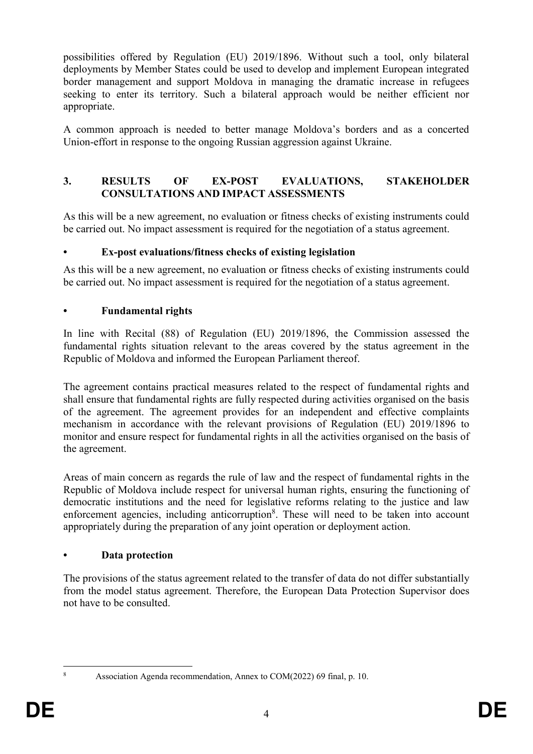possibilities offered by Regulation (EU) 2019/1896. Without such a tool, only bilateral deployments by Member States could be used to develop and implement European integrated border management and support Moldova in managing the dramatic increase in refugees seeking to enter its territory. Such a bilateral approach would be neither efficient nor appropriate.

A common approach is needed to better manage Moldova's borders and as a concerted Union-effort in response to the ongoing Russian aggression against Ukraine.

## 3. RESULTS OF EX-POST EVALUATIONS, STAKEHOLDER CONSULTATIONS AND IMPACT ASSESSMENTS

As this will be a new agreement, no evaluation or fitness checks of existing instruments could be carried out. No impact assessment is required for the negotiation of a status agreement.

### • Ex-post evaluations/fitness checks of existing legislation

As this will be a new agreement, no evaluation or fitness checks of existing instruments could be carried out. No impact assessment is required for the negotiation of a status agreement.

### • Fundamental rights

In line with Recital (88) of Regulation (EU) 2019/1896, the Commission assessed the fundamental rights situation relevant to the areas covered by the status agreement in the Republic of Moldova and informed the European Parliament thereof.

The agreement contains practical measures related to the respect of fundamental rights and shall ensure that fundamental rights are fully respected during activities organised on the basis of the agreement. The agreement provides for an independent and effective complaints mechanism in accordance with the relevant provisions of Regulation (EU) 2019/1896 to monitor and ensure respect for fundamental rights in all the activities organised on the basis of the agreement.

Areas of main concern as regards the rule of law and the respect of fundamental rights in the Republic of Moldova include respect for universal human rights, ensuring the functioning of democratic institutions and the need for legislative reforms relating to the justice and law enforcement agencies, including anticorruption[8]. These will need to be taken into account appropriately during the preparation of any joint operation or deployment action.

### • Data protection

The provisions of the status agreement related to the transfer of data do not differ substantially from the model status agreement. Therefore, the European Data Protection Supervisor does not have to be consulted.

---

[8] Association Agenda recommendation, Annex to COM(2022) 69 final, p. 10.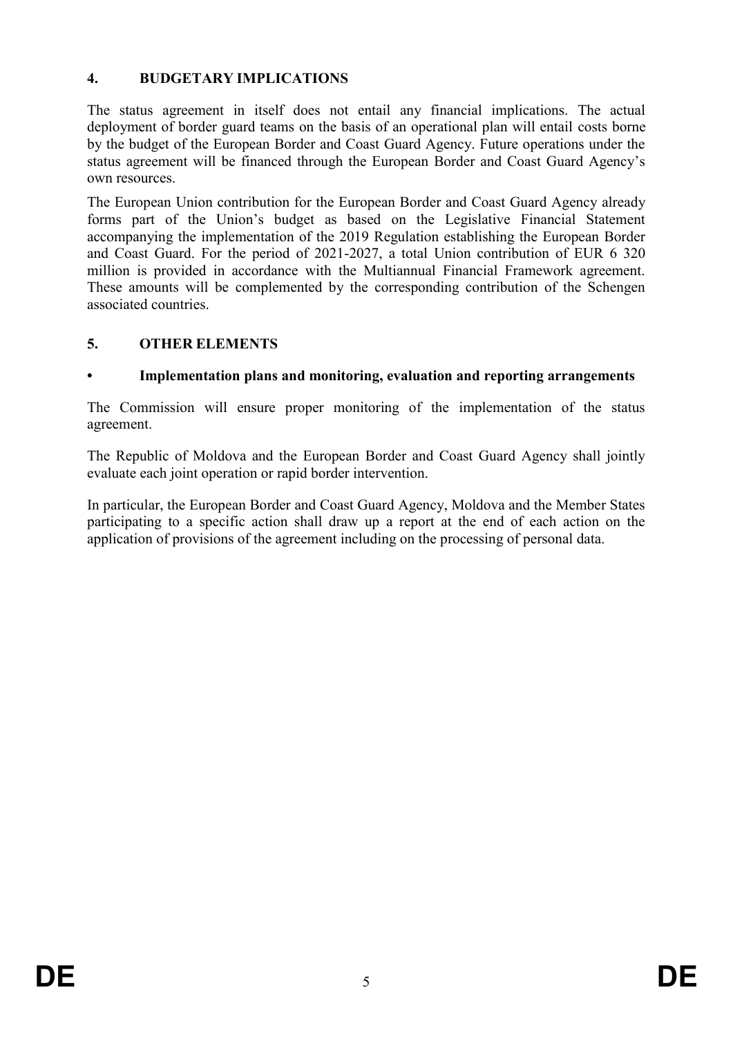## 4. BUDGETARY IMPLICATIONS

The status agreement in itself does not entail any financial implications. The actual deployment of border guard teams on the basis of an operational plan will entail costs borne by the budget of the European Border and Coast Guard Agency. Future operations under the status agreement will be financed through the European Border and Coast Guard Agency's own resources.

The European Union contribution for the European Border and Coast Guard Agency already forms part of the Union's budget as based on the Legislative Financial Statement accompanying the implementation of the 2019 Regulation establishing the European Border and Coast Guard. For the period of 2021-2027, a total Union contribution of EUR 6 320 million is provided in accordance with the Multiannual Financial Framework agreement. These amounts will be complemented by the corresponding contribution of the Schengen associated countries.

## 5. OTHER ELEMENTS

### • Implementation plans and monitoring, evaluation and reporting arrangements

The Commission will ensure proper monitoring of the implementation of the status agreement.

The Republic of Moldova and the European Border and Coast Guard Agency shall jointly evaluate each joint operation or rapid border intervention.

In particular, the European Border and Coast Guard Agency, Moldova and the Member States participating to a specific action shall draw up a report at the end of each action on the application of provisions of the agreement including on the processing of personal data.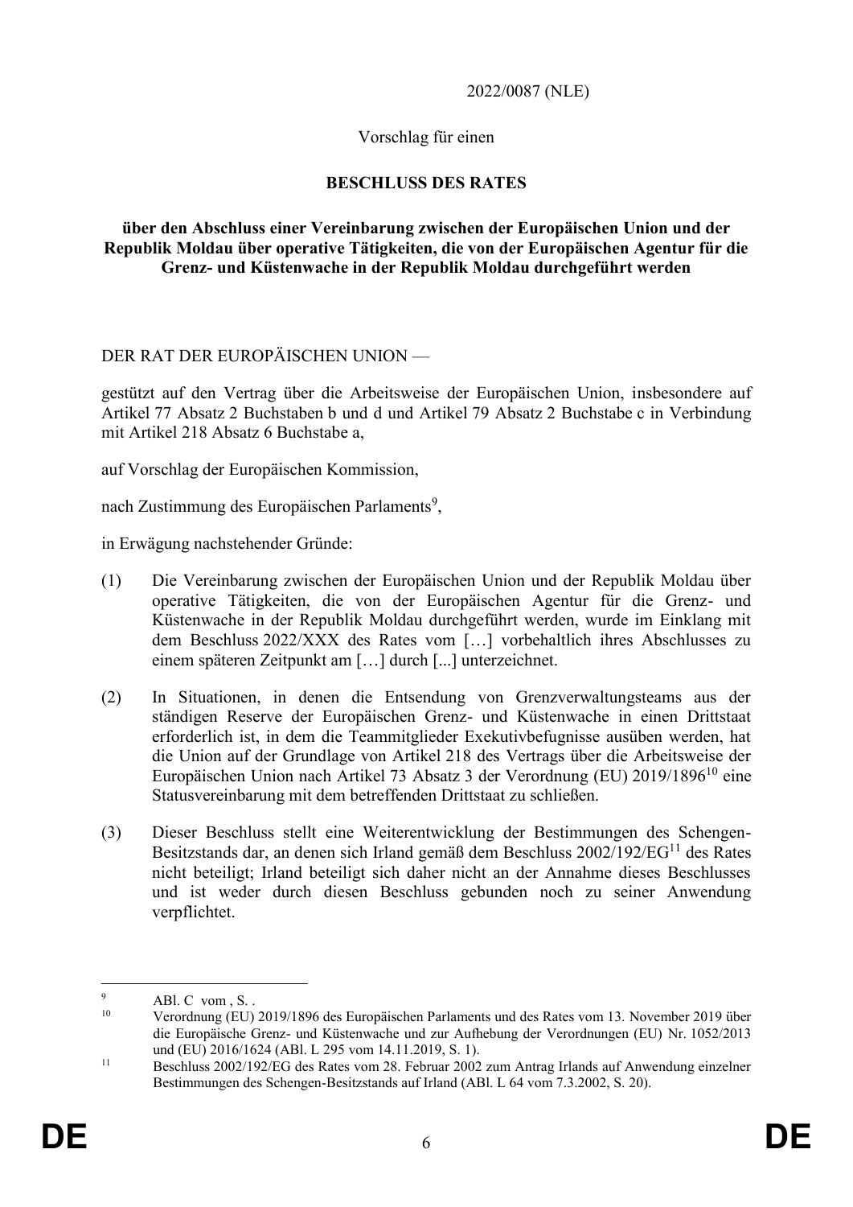2022/0087 (NLE)

Vorschlag für einen

**BESCHLUSS DES RATES**

**über den Abschluss einer Vereinbarung zwischen der Europäischen Union und der Republik Moldau über operative Tätigkeiten, die von der Europäischen Agentur für die Grenz- und Küstenwache in der Republik Moldau durchgeführt werden**

DER RAT DER EUROPÄISCHEN UNION —

gestützt auf den Vertrag über die Arbeitsweise der Europäischen Union, insbesondere auf Artikel 77 Absatz 2 Buchstaben b und d und Artikel 79 Absatz 2 Buchstabe c in Verbindung mit Artikel 218 Absatz 6 Buchstabe a,

auf Vorschlag der Europäischen Kommission,

nach Zustimmung des Europäischen Parlaments[9],

in Erwägung nachstehender Gründe:

(1) Die Vereinbarung zwischen der Europäischen Union und der Republik Moldau über operative Tätigkeiten, die von der Europäischen Agentur für die Grenz- und Küstenwache in der Republik Moldau durchgeführt werden, wurde im Einklang mit dem Beschluss 2022/XXX des Rates vom […] vorbehaltlich ihres Abschlusses zu einem späteren Zeitpunkt am […] durch [...] unterzeichnet.

(2) In Situationen, in denen die Entsendung von Grenzverwaltungsteams aus der ständigen Reserve der Europäischen Grenz- und Küstenwache in einen Drittstaat erforderlich ist, in dem die Teammitglieder Exekutivbefugnisse ausüben werden, hat die Union auf der Grundlage von Artikel 218 des Vertrags über die Arbeitsweise der Europäischen Union nach Artikel 73 Absatz 3 der Verordnung (EU) 2019/1896[10] eine Statusvereinbarung mit dem betreffenden Drittstaat zu schließen.

(3) Dieser Beschluss stellt eine Weiterentwicklung der Bestimmungen des Schengen-Besitzstands dar, an denen sich Irland gemäß dem Beschluss 2002/192/EG[11] des Rates nicht beteiligt; Irland beteiligt sich daher nicht an der Annahme dieses Beschlusses und ist weder durch diesen Beschluss gebunden noch zu seiner Anwendung verpflichtet.

---

[9] ABl. C vom , S. .

[10] Verordnung (EU) 2019/1896 des Europäischen Parlaments und des Rates vom 13. November 2019 über die Europäische Grenz- und Küstenwache und zur Aufhebung der Verordnungen (EU) Nr. 1052/2013 und (EU) 2016/1624 (ABl. L 295 vom 14.11.2019, S. 1).

[11] Beschluss 2002/192/EG des Rates vom 28. Februar 2002 zum Antrag Irlands auf Anwendung einzelner Bestimmungen des Schengen-Besitzstands auf Irland (ABl. L 64 vom 7.3.2002, S. 20).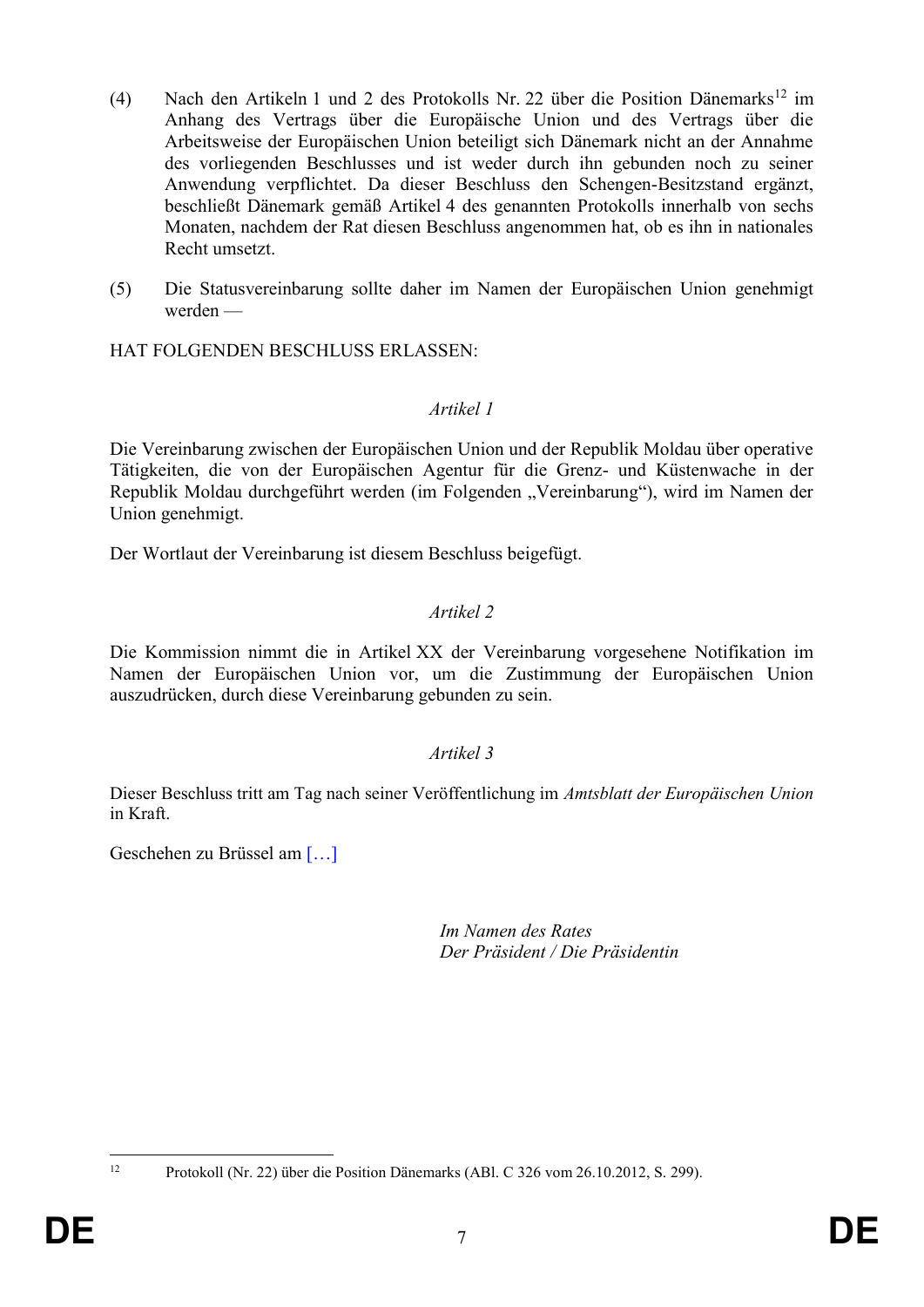(4) Nach den Artikeln 1 und 2 des Protokolls Nr. 22 über die Position Dänemarks[12] im Anhang des Vertrags über die Europäische Union und des Vertrags über die Arbeitsweise der Europäischen Union beteiligt sich Dänemark nicht an der Annahme des vorliegenden Beschlusses und ist weder durch ihn gebunden noch zu seiner Anwendung verpflichtet. Da dieser Beschluss den Schengen-Besitzstand ergänzt, beschließt Dänemark gemäß Artikel 4 des genannten Protokolls innerhalb von sechs Monaten, nachdem der Rat diesen Beschluss angenommen hat, ob es ihn in nationales Recht umsetzt.

(5) Die Statusvereinbarung sollte daher im Namen der Europäischen Union genehmigt werden —

HAT FOLGENDEN BESCHLUSS ERLASSEN:

*Artikel 1*

Die Vereinbarung zwischen der Europäischen Union und der Republik Moldau über operative Tätigkeiten, die von der Europäischen Agentur für die Grenz- und Küstenwache in der Republik Moldau durchgeführt werden (im Folgenden „Vereinbarung"), wird im Namen der Union genehmigt.

Der Wortlaut der Vereinbarung ist diesem Beschluss beigefügt.

*Artikel 2*

Die Kommission nimmt die in Artikel XX der Vereinbarung vorgesehene Notifikation im Namen der Europäischen Union vor, um die Zustimmung der Europäischen Union auszudrücken, durch diese Vereinbarung gebunden zu sein.

*Artikel 3*

Dieser Beschluss tritt am Tag nach seiner Veröffentlichung im *Amtsblatt der Europäischen Union* in Kraft.

Geschehen zu Brüssel am […]

*Im Namen des Rates*
*Der Präsident / Die Präsidentin*

---

[12] Protokoll (Nr. 22) über die Position Dänemarks (ABl. C 326 vom 26.10.2012, S. 299).